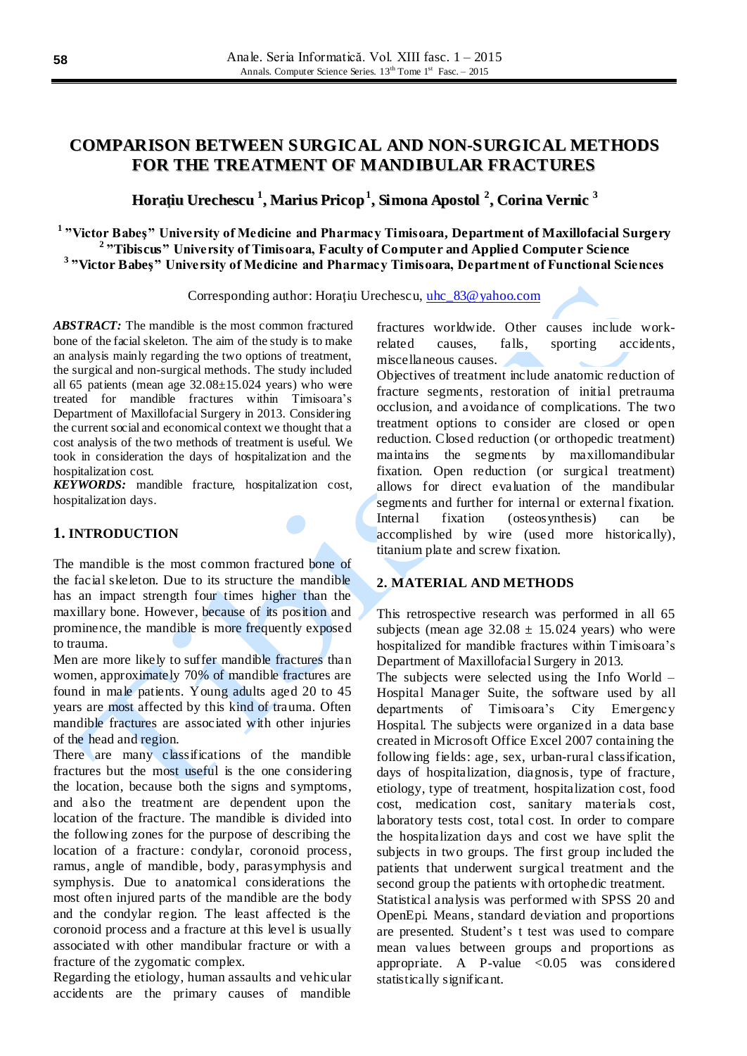# COMPARISON BETWEEN SURGICAL AND NON-SURGICAL METHODS FOR THE TREATMENT OF MANDIBULAR FRACTURES

**Horațiu Urechescu [1], Marius Pricop [1], Simona Apostol [2], Corina Vernic [3]**

[1] "Victor Babeş" University of Medicine and Pharmacy Timisoara, Department of Maxillofacial Surgery
[2] "Tibiscus" University of Timisoara, Faculty of Computer and Applied Computer Science
[3] "Victor Babeş" University of Medicine and Pharmacy Timisoara, Department of Functional Sciences

Corresponding author: Horațiu Urechescu, uhc_83@yahoo.com

***ABSTRACT:*** The mandible is the most common fractured bone of the facial skeleton. The aim of the study is to make an analysis mainly regarding the two options of treatment, the surgical and non-surgical methods. The study included all 65 patients (mean age 32.08±15.024 years) who were treated for mandible fractures within Timisoara's Department of Maxillofacial Surgery in 2013. Considering the current social and economical context we thought that a cost analysis of the two methods of treatment is useful. We took in consideration the days of hospitalization and the hospitalization cost.

***KEYWORDS:*** mandible fracture, hospitalization cost, hospitalization days.

## 1. INTRODUCTION

The mandible is the most common fractured bone of the facial skeleton. Due to its structure the mandible has an impact strength four times higher than the maxillary bone. However, because of its position and prominence, the mandible is more frequently exposed to trauma.

Men are more likely to suffer mandible fractures than women, approximately 70% of mandible fractures are found in male patients. Young adults aged 20 to 45 years are most affected by this kind of trauma. Often mandible fractures are associated with other injuries of the head and region.

There are many classifications of the mandible fractures but the most useful is the one considering the location, because both the signs and symptoms, and also the treatment are dependent upon the location of the fracture. The mandible is divided into the following zones for the purpose of describing the location of a fracture: condylar, coronoid process, ramus, angle of mandible, body, parasymphysis and symphysis. Due to anatomical considerations the most often injured parts of the mandible are the body and the condylar region. The least affected is the coronoid process and a fracture at this level is usually associated with other mandibular fracture or with a fracture of the zygomatic complex.

Regarding the etiology, human assaults and vehicular accidents are the primary causes of mandible fractures worldwide. Other causes include work-related causes, falls, sporting accidents, miscellaneous causes.

Objectives of treatment include anatomic reduction of fracture segments, restoration of initial pretrauma occlusion, and avoidance of complications. The two treatment options to consider are closed or open reduction. Closed reduction (or orthopedic treatment) maintains the segments by maxillomandibular fixation. Open reduction (or surgical treatment) allows for direct evaluation of the mandibular segments and further for internal or external fixation. Internal fixation (osteosynthesis) can be accomplished by wire (used more historically), titanium plate and screw fixation.

## 2. MATERIAL AND METHODS

This retrospective research was performed in all 65 subjects (mean age 32.08 ± 15.024 years) who were hospitalized for mandible fractures within Timisoara's Department of Maxillofacial Surgery in 2013.

The subjects were selected using the Info World – Hospital Manager Suite, the software used by all departments of Timisoara's City Emergency Hospital. The subjects were organized in a data base created in Microsoft Office Excel 2007 containing the following fields: age, sex, urban-rural classification, days of hospitalization, diagnosis, type of fracture, etiology, type of treatment, hospitalization cost, food cost, medication cost, sanitary materials cost, laboratory tests cost, total cost. In order to compare the hospitalization days and cost we have split the subjects in two groups. The first group included the patients that underwent surgical treatment and the second group the patients with ortophedic treatment.

Statistical analysis was performed with SPSS 20 and OpenEpi. Means, standard deviation and proportions are presented. Student's t test was used to compare mean values between groups and proportions as appropriate. A P-value <0.05 was considered statistically significant.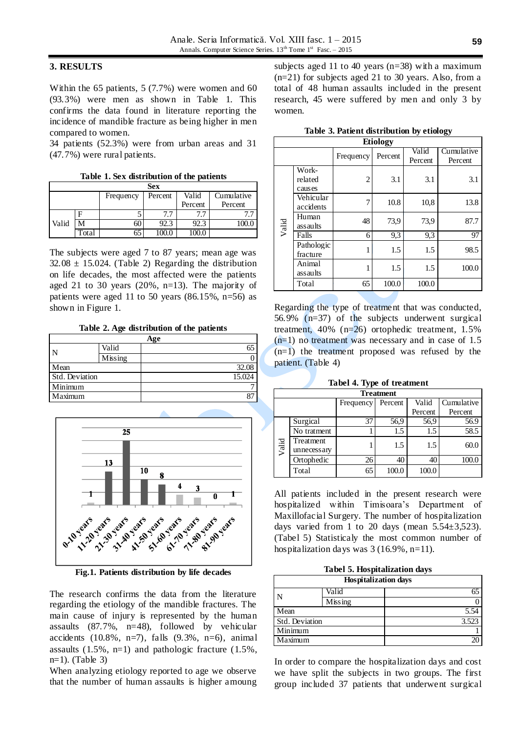## 3. RESULTS

Within the 65 patients, 5 (7.7%) were women and 60 (93.3%) were men as shown in Table 1. This confirms the data found in literature reporting the incidence of mandible fracture as being higher in men compared to women.

34 patients (52.3%) were from urban areas and 31 (47.7%) were rural patients.

**Table 1. Sex distribution of the patients**

| Sex | | | | | |
|---|---|---|---|---|---|
| | | Frequency | Percent | Valid Percent | Cumulative Percent |
| Valid | F | 5 | 7.7 | 7.7 | 7.7 |
| | M | 60 | 92.3 | 92.3 | 100.0 |
| | Total | 65 | 100.0 | 100.0 | |

The subjects were aged 7 to 87 years; mean age was 32.08 ± 15.024. (Table 2) Regarding the distribution on life decades, the most affected were the patients aged 21 to 30 years (20%, n=13). The majority of patients were aged 11 to 50 years (86.15%, n=56) as shown in Figure 1.

**Table 2. Age distribution of the patients**

| Age | | |
|---|---|---|
| N | Valid | 65 |
| | Missing | 0 |
| Mean | | 32.08 |
| Std. Deviation | | 15.024 |
| Minimum | | 7 |
| Maximum | | 87 |

| Life decade | Patients |
|---|---|
| 0-10 years | 1 |
| 11-20 years | 13 |
| 21-30 years | 25 |
| 31-40 years | 10 |
| 41-50 years | 8 |
| 51-60 years | 4 |
| 61-70 years | 3 |
| 71-80 years | 0 |
| 81-90 years | 1 |

**Fig.1. Patients distribution by life decades**

The research confirms the data from the literature regarding the etiology of the mandible fractures. The main cause of injury is represented by the human assaults (87.7%, n=48), followed by vehicular accidents (10.8%, n=7), falls (9.3%, n=6), animal assaults (1.5%, n=1) and pathologic fracture (1.5%, n=1). (Table 3)

When analyzing etiology reported to age we observe that the number of human assaults is higher amoung subjects aged 11 to 40 years (n=38) with a maximum (n=21) for subjects aged 21 to 30 years. Also, from a total of 48 human assaults included in the present research, 45 were suffered by men and only 3 by women.

**Table 3. Patient distribution by etiology**

| Etiology | | | | | |
|---|---|---|---|---|---|
| | | Frequency | Percent | Valid Percent | Cumulative Percent |
| Valid | Work-related causes | 2 | 3.1 | 3.1 | 3.1 |
| | Vehicular accidents | 7 | 10.8 | 10,8 | 13.8 |
| | Human assaults | 48 | 73,9 | 73,9 | 87.7 |
| | Falls | 6 | 9,3 | 9,3 | 97 |
| | Pathologic fracture | 1 | 1.5 | 1.5 | 98.5 |
| | Animal assaults | 1 | 1.5 | 1.5 | 100.0 |
| | Total | 65 | 100.0 | 100.0 | |

Regarding the type of treatment that was conducted, 56.9% (n=37) of the subjects underwent surgical treatment, 40% (n=26) ortophedic treatment, 1.5% (n=1) no treatment was necessary and in case of 1.5 (n=1) the treatment proposed was refused by the patient. (Table 4)

**Tabel 4. Type of treatment**

| Treatment | | | | | |
|---|---|---|---|---|---|
| | | Frequency | Percent | Valid Percent | Cumulative Percent |
| Valid | Surgical | 37 | 56,9 | 56,9 | 56.9 |
| | No tratment | 1 | 1.5 | 1.5 | 58.5 |
| | Treatment unnecessary | 1 | 1.5 | 1.5 | 60.0 |
| | Ortophedic | 26 | 40 | 40 | 100.0 |
| | Total | 65 | 100.0 | 100.0 | |

All patients included in the present research were hospitalized within Timisoara's Department of Maxillofacial Surgery. The number of hospitalization days varied from 1 to 20 days (mean 5.54±3,523). (Tabel 5) Statisticaly the most common number of hospitalization days was 3 (16.9%, n=11).

**Tabel 5. Hospitalization days**

| Hospitalization days | | |
|---|---|---|
| N | Valid | 65 |
| | Missing | 0 |
| Mean | | 5.54 |
| Std. Deviation | | 3.523 |
| Minimum | | 1 |
| Maximum | | 20 |

In order to compare the hospitalization days and cost we have split the subjects in two groups. The first group included 37 patients that underwent surgical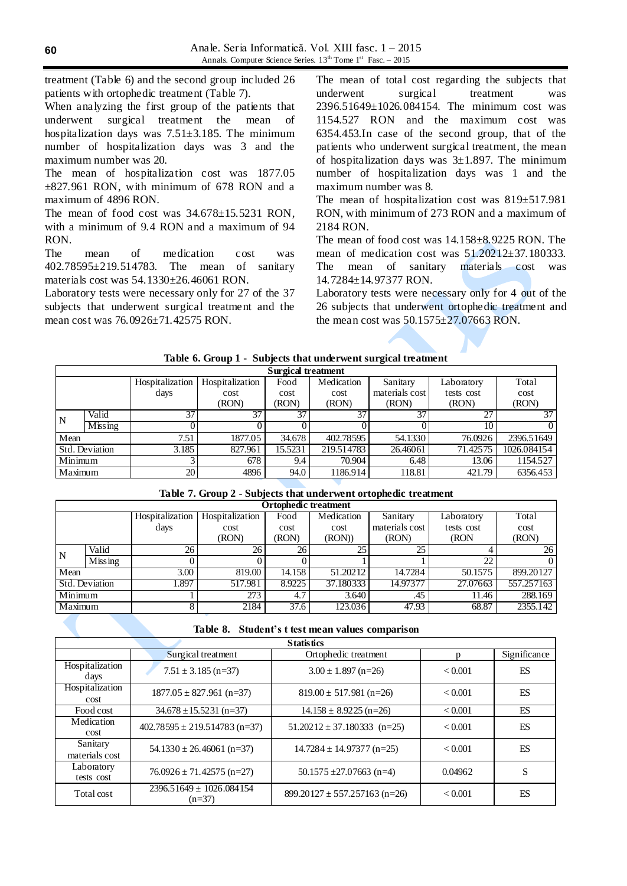treatment (Table 6) and the second group included 26 patients with ortophedic treatment (Table 7).

When analyzing the first group of the patients that underwent surgical treatment the mean of hospitalization days was 7.51±3.185. The minimum number of hospitalization days was 3 and the maximum number was 20.

The mean of hospitalization cost was 1877.05 ±827.961 RON, with minimum of 678 RON and a maximum of 4896 RON.

The mean of food cost was 34.678±15.5231 RON, with a minimum of 9.4 RON and a maximum of 94 RON.

The mean of medication cost was 402.78595±219.514783. The mean of sanitary materials cost was 54.1330±26.46061 RON.

Laboratory tests were necessary only for 27 of the 37 subjects that underwent surgical treatment and the mean cost was 76.0926±71.42575 RON.

The mean of total cost regarding the subjects that underwent surgical treatment was 2396.51649±1026.084154. The minimum cost was 1154.527 RON and the maximum cost was 6354.453.In case of the second group, that of the patients who underwent surgical treatment, the mean of hospitalization days was 3±1.897. The minimum number of hospitalization days was 1 and the maximum number was 8.

The mean of hospitalization cost was 819±517.981 RON, with minimum of 273 RON and a maximum of 2184 RON.

The mean of food cost was 14.158±8.9225 RON. The mean of medication cost was 51.20212±37.180333. The mean of sanitary materials cost was 14.7284±14.97377 RON.

Laboratory tests were necessary only for 4 out of the 26 subjects that underwent ortophedic treatment and the mean cost was 50.1575±27.07663 RON.

**Table 6. Group 1 - Subjects that underwent surgical treatment**

| Surgical treatment | | | | | | | | |
|---|---|---|---|---|---|---|---|---|
| | | Hospitalization days | Hospitalization cost (RON) | Food cost (RON) | Medication cost (RON) | Sanitary materials cost (RON) | Laboratory tests cost (RON) | Total cost (RON) |
| N | Valid | 37 | 37 | 37 | 37 | 37 | 27 | 37 |
| | Missing | 0 | 0 | 0 | 0 | 0 | 10 | 0 |
| Mean | | 7.51 | 1877.05 | 34.678 | 402.78595 | 54.1330 | 76.0926 | 2396.51649 |
| Std. Deviation | | 3.185 | 827.961 | 15.5231 | 219.514783 | 26.46061 | 71.42575 | 1026.084154 |
| Minimum | | 3 | 678 | 9.4 | 70.904 | 6.48 | 13.06 | 1154.527 |
| Maximum | | 20 | 4896 | 94.0 | 1186.914 | 118.81 | 421.79 | 6356.453 |

**Table 7. Group 2 - Subjects that underwent ortophedic treatment**

| Ortophedic treatment | | | | | | | | |
|---|---|---|---|---|---|---|---|---|
| | | Hospitalization days | Hospitalization cost (RON) | Food cost (RON) | Medication cost (RON)) | Sanitary materials cost (RON) | Laboratory tests cost (RON | Total cost (RON) |
| N | Valid | 26 | 26 | 26 | 25 | 25 | 4 | 26 |
| | Missing | 0 | 0 | 0 | 1 | 1 | 22 | 0 |
| Mean | | 3.00 | 819.00 | 14.158 | 51.20212 | 14.7284 | 50.1575 | 899.20127 |
| Std. Deviation | | 1.897 | 517.981 | 8.9225 | 37.180333 | 14.97377 | 27.07663 | 557.257163 |
| Minimum | | 1 | 273 | 4.7 | 3.640 | .45 | 11.46 | 288.169 |
| Maximum | | 8 | 2184 | 37.6 | 123.036 | 47.93 | 68.87 | 2355.142 |

**Table 8. Student's t test mean values comparison**

| Statistics | | | | |
|---|---|---|---|---|
| | Surgical treatment | Ortophedic treatment | p | Significance |
| Hospitalization days | 7.51 ± 3.185 (n=37) | 3.00 ± 1.897 (n=26) | < 0.001 | ES |
| Hospitalization cost | 1877.05 ± 827.961 (n=37) | 819.00 ± 517.981 (n=26) | < 0.001 | ES |
| Food cost | 34.678 ±15.5231 (n=37) | 14.158 ± 8.9225 (n=26) | < 0.001 | ES |
| Medication cost | 402.78595 ± 219.514783 (n=37) | 51.20212 ± 37.180333 (n=25) | < 0.001 | ES |
| Sanitary materials cost | 54.1330 ± 26.46061 (n=37) | 14.7284 ± 14.97377 (n=25) | < 0.001 | ES |
| Laboratory tests cost | 76.0926 ± 71.42575 (n=27) | 50.1575 ±27.07663 (n=4) | 0.04962 | S |
| Total cost | 2396.51649 ± 1026.084154 (n=37) | 899.20127 ± 557.257163 (n=26) | < 0.001 | ES |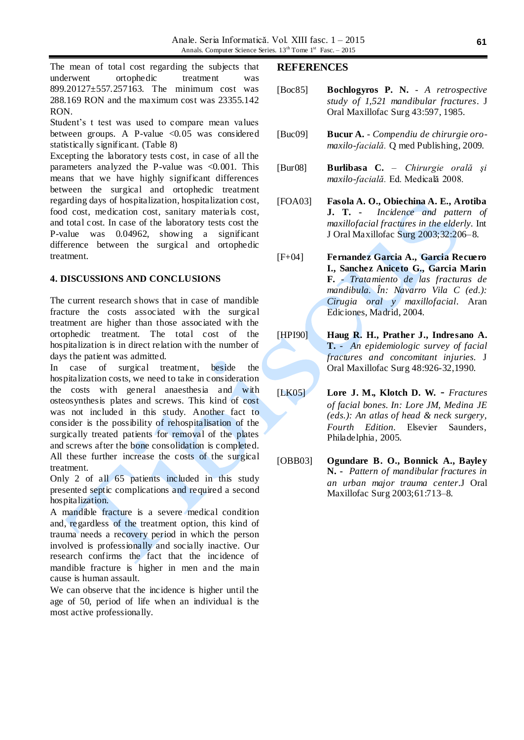The mean of total cost regarding the subjects that underwent orthopedic treatment was 899.20127±557.257163. The minimum cost was 288.169 RON and the maximum cost was 23355.142 RON.

Student's t test was used to compare mean values between groups. A P-value <0.05 was considered statistically significant. (Table 8)

Excepting the laboratory tests cost, in case of all the parameters analyzed the P-value was <0.001. This means that we have highly significant differences between the surgical and orthopedic treatment regarding days of hospitalization, hospitalization cost, food cost, medication cost, sanitary materials cost, and total cost. In case of the laboratory tests cost the P-value was 0.04962, showing a significant difference between the surgical and orthopedic treatment.

## 4. DISCUSSIONS AND CONCLUSIONS

The current research shows that in case of mandible fracture the costs associated with the surgical treatment are higher than those associated with the orthopedic treatment. The total cost of the hospitalization is in direct relation with the number of days the patient was admitted.

In case of surgical treatment, beside the hospitalization costs, we need to take in consideration the costs with general anaesthesia and with osteosynthesis plates and screws. This kind of cost was not included in this study. Another fact to consider is the possibility of rehospitalisation of the surgically treated patients for removal of the plates and screws after the bone consolidation is completed. All these further increase the costs of the surgical treatment.

Only 2 of all 65 patients included in this study presented septic complications and required a second hospitalization.

A mandible fracture is a severe medical condition and, regardless of the treatment option, this kind of trauma needs a recovery period in which the person involved is professionally and socially inactive. Our research confirms the fact that the incidence of mandible fracture is higher in men and the main cause is human assault.

We can observe that the incidence is higher until the age of 50, period of life when an individual is the most active professionally.

## REFERENCES

[Boc85] **Bochlogyros P. N.** - *A retrospective study of 1,521 mandibular fractures*. J Oral Maxillofac Surg 43:597, 1985.

[Buc09] **Bucur A.** - *Compendiu de chirurgie oro-maxilo-facială.* Q med Publishing, 2009.

[Bur08] **Burlibasa C.** – *Chirurgie orală şi maxilo-facială.* Ed. Medicală 2008.

[FOA03] **Fasola A. O., Obiechina A. E., Arotiba J. T.** - *Incidence and pattern of maxillofacial fractures in the elderly.* Int J Oral Maxillofac Surg 2003;32:206–8.

[F+04] **Fernandez Garcia A., Garcia Recuero I., Sanchez Aniceto G., Garcia Marin F.** - *Tratamiento de las fracturas de mandibula. În: Navarro Vila C (ed.): Cirugia oral y maxillofacial.* Aran Ediciones, Madrid, 2004.

[HPI90] **Haug R. H., Prather J., Indresano A. T.** - *An epidemiologic survey of facial fractures and concomitant injuries.* J Oral Maxillofac Surg 48:926-32,1990.

[LK05] **Lore J. M., Klotch D. W.** - *Fractures of facial bones. In: Lore JM, Medina JE (eds.): An atlas of head & neck surgery, Fourth Edition.* Elsevier Saunders, Philadelphia, 2005.

[OBB03] **Ogundare B. O., Bonnick A., Bayley N.** - *Pattern of mandibular fractures in an urban major trauma center.*J Oral Maxillofac Surg 2003;61:713–8.